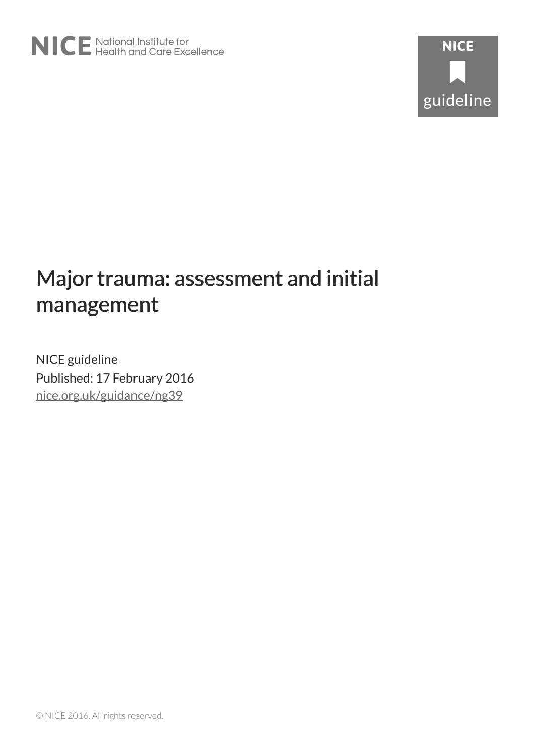NICE National Institute for Health and Care Excellence

NICE guideline

# Major trauma: assessment and initial management

NICE guideline

Published: 17 February 2016

nice.org.uk/guidance/ng39

© NICE 2016. All rights reserved.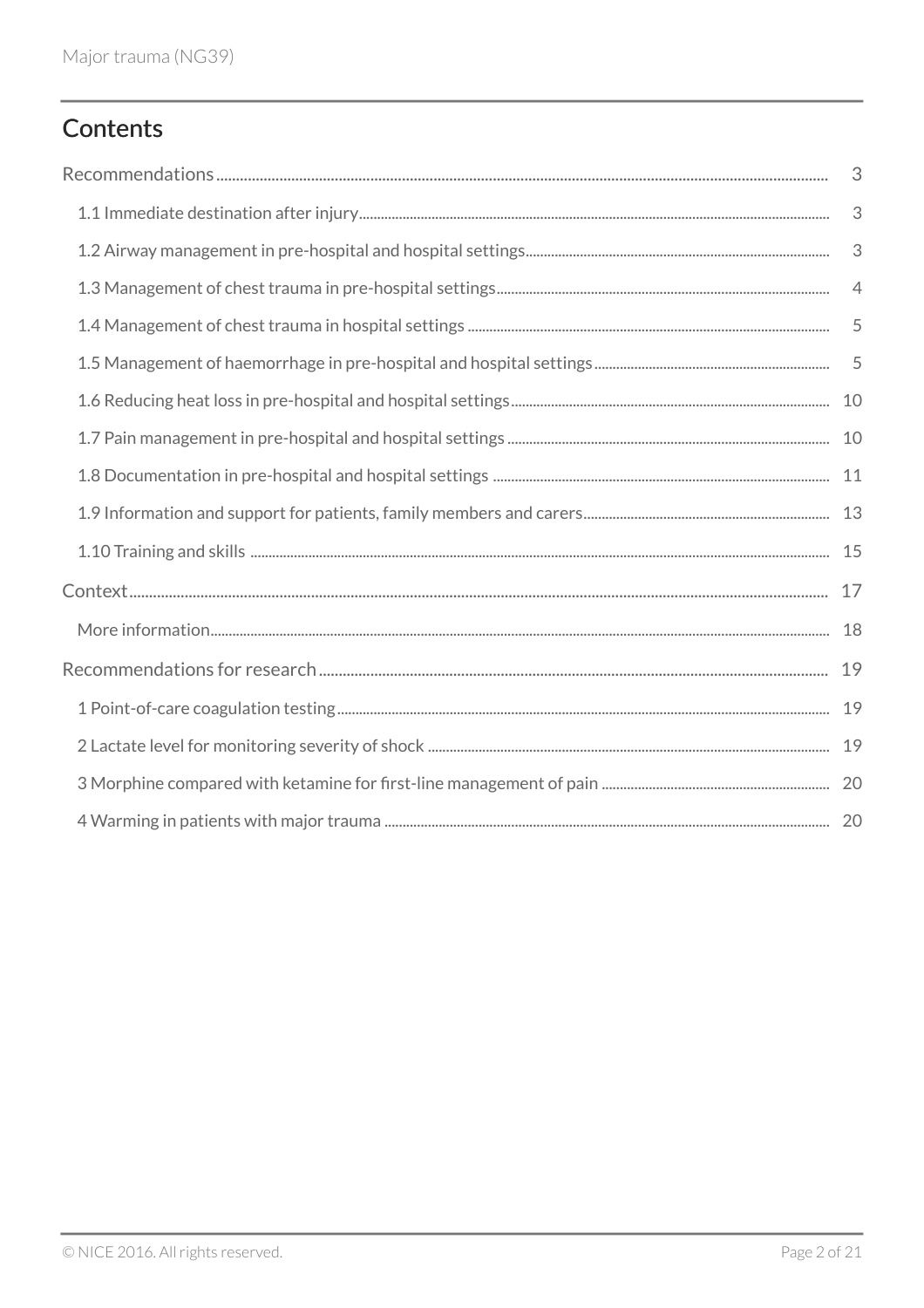## Contents

- Recommendations 3
  - 1.1 Immediate destination after injury 3
  - 1.2 Airway management in pre-hospital and hospital settings 3
  - 1.3 Management of chest trauma in pre-hospital settings 4
  - 1.4 Management of chest trauma in hospital settings 5
  - 1.5 Management of haemorrhage in pre-hospital and hospital settings 5
  - 1.6 Reducing heat loss in pre-hospital and hospital settings 10
  - 1.7 Pain management in pre-hospital and hospital settings 10
  - 1.8 Documentation in pre-hospital and hospital settings 11
  - 1.9 Information and support for patients, family members and carers 13
  - 1.10 Training and skills 15
- Context 17
  - More information 18
- Recommendations for research 19
  - 1 Point-of-care coagulation testing 19
  - 2 Lactate level for monitoring severity of shock 19
  - 3 Morphine compared with ketamine for first-line management of pain 20
  - 4 Warming in patients with major trauma 20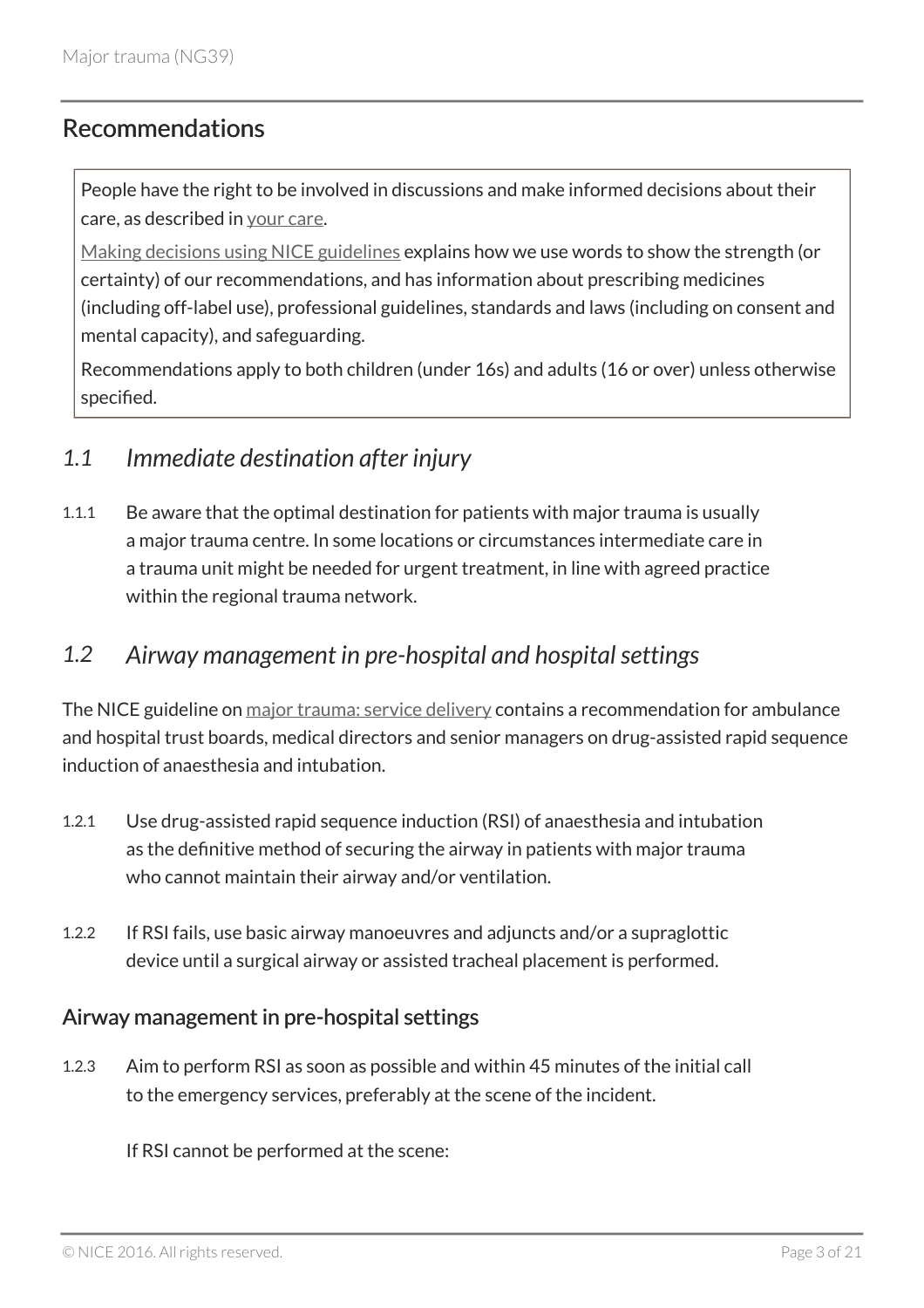## Recommendations

People have the right to be involved in discussions and make informed decisions about their care, as described in your care.

Making decisions using NICE guidelines explains how we use words to show the strength (or certainty) of our recommendations, and has information about prescribing medicines (including off-label use), professional guidelines, standards and laws (including on consent and mental capacity), and safeguarding.

Recommendations apply to both children (under 16s) and adults (16 or over) unless otherwise specified.

### *1.1 Immediate destination after injury*

1.1.1 Be aware that the optimal destination for patients with major trauma is usually a major trauma centre. In some locations or circumstances intermediate care in a trauma unit might be needed for urgent treatment, in line with agreed practice within the regional trauma network.

### *1.2 Airway management in pre-hospital and hospital settings*

The NICE guideline on major trauma: service delivery contains a recommendation for ambulance and hospital trust boards, medical directors and senior managers on drug-assisted rapid sequence induction of anaesthesia and intubation.

1.2.1 Use drug-assisted rapid sequence induction (RSI) of anaesthesia and intubation as the definitive method of securing the airway in patients with major trauma who cannot maintain their airway and/or ventilation.

1.2.2 If RSI fails, use basic airway manoeuvres and adjuncts and/or a supraglottic device until a surgical airway or assisted tracheal placement is performed.

#### Airway management in pre-hospital settings

1.2.3 Aim to perform RSI as soon as possible and within 45 minutes of the initial call to the emergency services, preferably at the scene of the incident.

If RSI cannot be performed at the scene: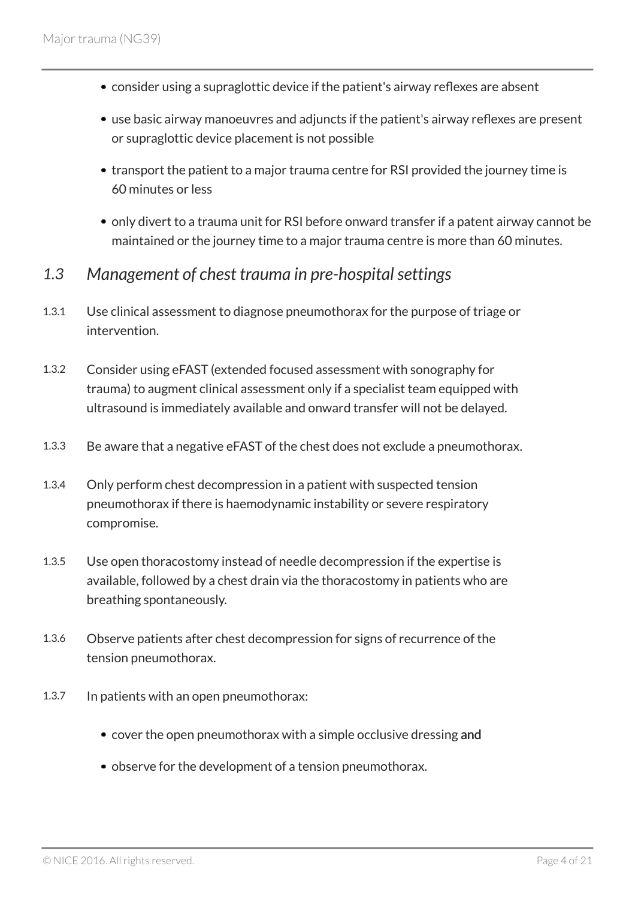- consider using a supraglottic device if the patient's airway reflexes are absent
- use basic airway manoeuvres and adjuncts if the patient's airway reflexes are present or supraglottic device placement is not possible
- transport the patient to a major trauma centre for RSI provided the journey time is 60 minutes or less
- only divert to a trauma unit for RSI before onward transfer if a patent airway cannot be maintained or the journey time to a major trauma centre is more than 60 minutes.

## *1.3 Management of chest trauma in pre-hospital settings*

1.3.1 Use clinical assessment to diagnose pneumothorax for the purpose of triage or intervention.

1.3.2 Consider using eFAST (extended focused assessment with sonography for trauma) to augment clinical assessment only if a specialist team equipped with ultrasound is immediately available and onward transfer will not be delayed.

1.3.3 Be aware that a negative eFAST of the chest does not exclude a pneumothorax.

1.3.4 Only perform chest decompression in a patient with suspected tension pneumothorax if there is haemodynamic instability or severe respiratory compromise.

1.3.5 Use open thoracostomy instead of needle decompression if the expertise is available, followed by a chest drain via the thoracostomy in patients who are breathing spontaneously.

1.3.6 Observe patients after chest decompression for signs of recurrence of the tension pneumothorax.

1.3.7 In patients with an open pneumothorax:

- cover the open pneumothorax with a simple occlusive dressing **and**
- observe for the development of a tension pneumothorax.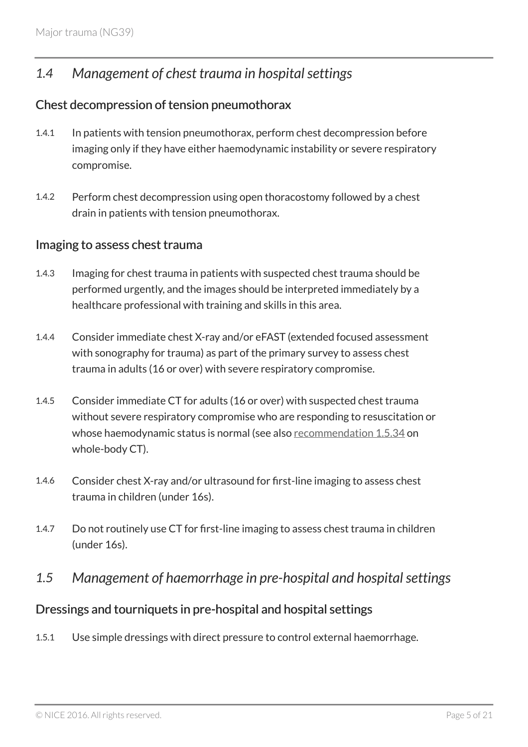## 1.4 *Management of chest trauma in hospital settings*

### Chest decompression of tension pneumothorax

1.4.1 In patients with tension pneumothorax, perform chest decompression before imaging only if they have either haemodynamic instability or severe respiratory compromise.

1.4.2 Perform chest decompression using open thoracostomy followed by a chest drain in patients with tension pneumothorax.

### Imaging to assess chest trauma

1.4.3 Imaging for chest trauma in patients with suspected chest trauma should be performed urgently, and the images should be interpreted immediately by a healthcare professional with training and skills in this area.

1.4.4 Consider immediate chest X-ray and/or eFAST (extended focused assessment with sonography for trauma) as part of the primary survey to assess chest trauma in adults (16 or over) with severe respiratory compromise.

1.4.5 Consider immediate CT for adults (16 or over) with suspected chest trauma without severe respiratory compromise who are responding to resuscitation or whose haemodynamic status is normal (see also recommendation 1.5.34 on whole-body CT).

1.4.6 Consider chest X-ray and/or ultrasound for first-line imaging to assess chest trauma in children (under 16s).

1.4.7 Do not routinely use CT for first-line imaging to assess chest trauma in children (under 16s).

## 1.5 *Management of haemorrhage in pre-hospital and hospital settings*

### Dressings and tourniquets in pre-hospital and hospital settings

1.5.1 Use simple dressings with direct pressure to control external haemorrhage.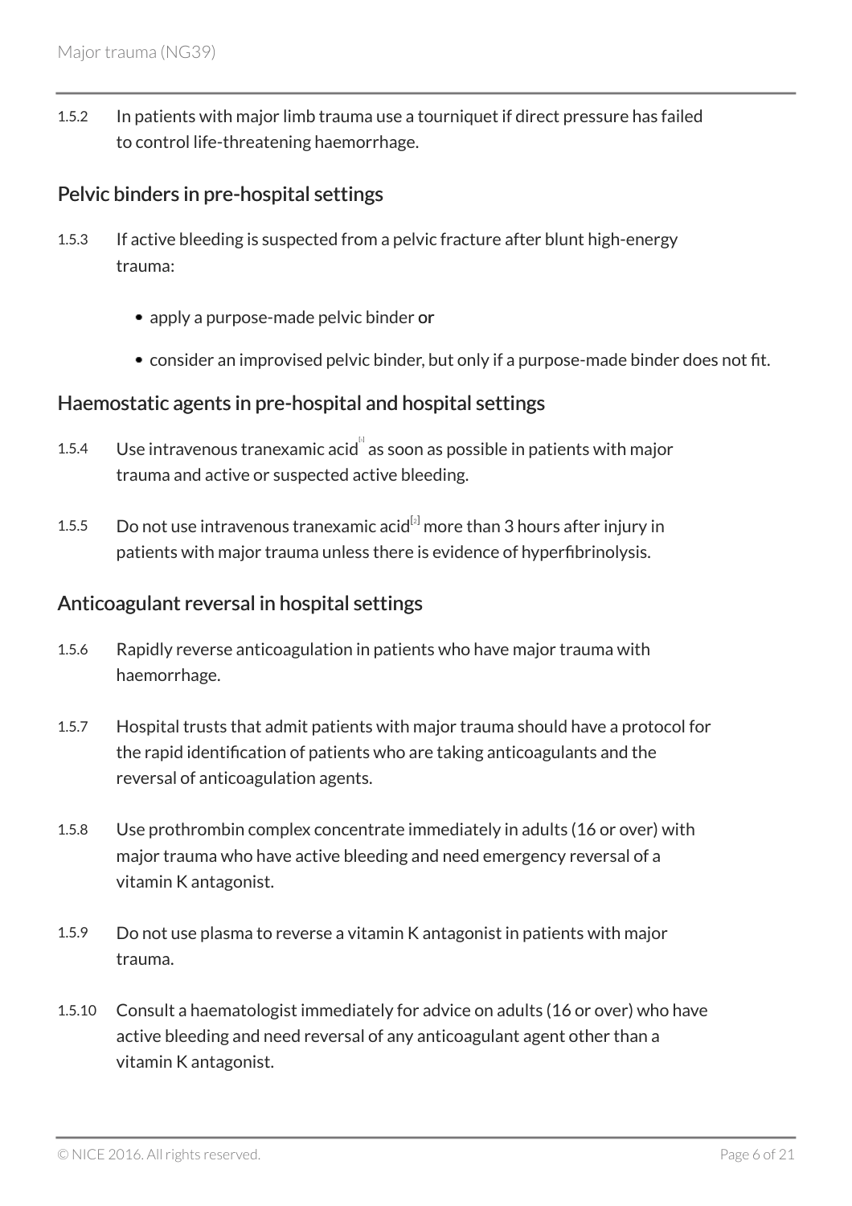1.5.2 In patients with major limb trauma use a tourniquet if direct pressure has failed to control life-threatening haemorrhage.

## Pelvic binders in pre-hospital settings

1.5.3 If active bleeding is suspected from a pelvic fracture after blunt high-energy trauma:

- apply a purpose-made pelvic binder **or**
- consider an improvised pelvic binder, but only if a purpose-made binder does not fit.

## Haemostatic agents in pre-hospital and hospital settings

1.5.4 Use intravenous tranexamic acid[1] as soon as possible in patients with major trauma and active or suspected active bleeding.

1.5.5 Do not use intravenous tranexamic acid[2] more than 3 hours after injury in patients with major trauma unless there is evidence of hyperfibrinolysis.

## Anticoagulant reversal in hospital settings

1.5.6 Rapidly reverse anticoagulation in patients who have major trauma with haemorrhage.

1.5.7 Hospital trusts that admit patients with major trauma should have a protocol for the rapid identification of patients who are taking anticoagulants and the reversal of anticoagulation agents.

1.5.8 Use prothrombin complex concentrate immediately in adults (16 or over) with major trauma who have active bleeding and need emergency reversal of a vitamin K antagonist.

1.5.9 Do not use plasma to reverse a vitamin K antagonist in patients with major trauma.

1.5.10 Consult a haematologist immediately for advice on adults (16 or over) who have active bleeding and need reversal of any anticoagulant agent other than a vitamin K antagonist.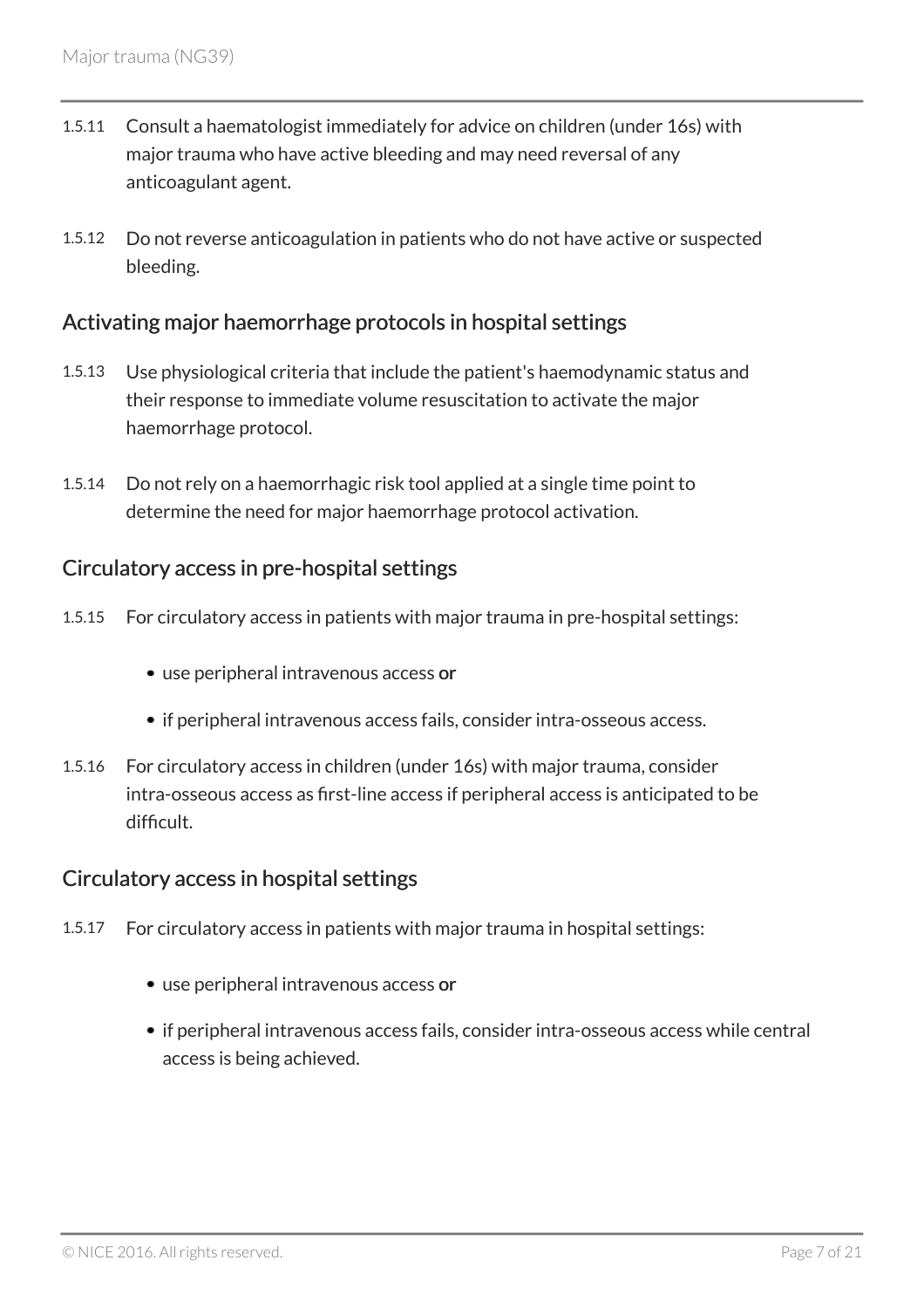1.5.11 Consult a haematologist immediately for advice on children (under 16s) with major trauma who have active bleeding and may need reversal of any anticoagulant agent.

1.5.12 Do not reverse anticoagulation in patients who do not have active or suspected bleeding.

## Activating major haemorrhage protocols in hospital settings

1.5.13 Use physiological criteria that include the patient's haemodynamic status and their response to immediate volume resuscitation to activate the major haemorrhage protocol.

1.5.14 Do not rely on a haemorrhagic risk tool applied at a single time point to determine the need for major haemorrhage protocol activation.

## Circulatory access in pre-hospital settings

1.5.15 For circulatory access in patients with major trauma in pre-hospital settings:

- use peripheral intravenous access **or**
- if peripheral intravenous access fails, consider intra-osseous access.

1.5.16 For circulatory access in children (under 16s) with major trauma, consider intra-osseous access as first-line access if peripheral access is anticipated to be difficult.

## Circulatory access in hospital settings

1.5.17 For circulatory access in patients with major trauma in hospital settings:

- use peripheral intravenous access **or**
- if peripheral intravenous access fails, consider intra-osseous access while central access is being achieved.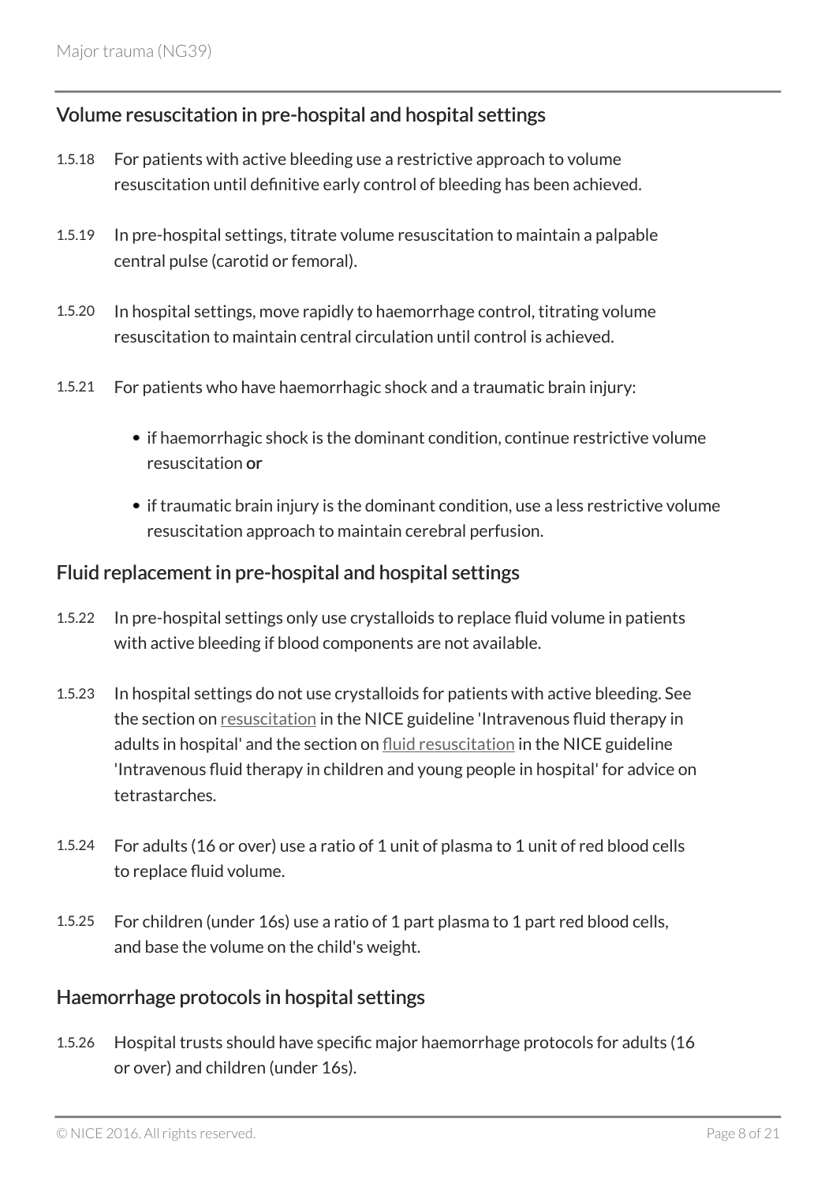## Volume resuscitation in pre-hospital and hospital settings

1.5.18 For patients with active bleeding use a restrictive approach to volume resuscitation until definitive early control of bleeding has been achieved.

1.5.19 In pre-hospital settings, titrate volume resuscitation to maintain a palpable central pulse (carotid or femoral).

1.5.20 In hospital settings, move rapidly to haemorrhage control, titrating volume resuscitation to maintain central circulation until control is achieved.

1.5.21 For patients who have haemorrhagic shock and a traumatic brain injury:

- if haemorrhagic shock is the dominant condition, continue restrictive volume resuscitation **or**
- if traumatic brain injury is the dominant condition, use a less restrictive volume resuscitation approach to maintain cerebral perfusion.

## Fluid replacement in pre-hospital and hospital settings

1.5.22 In pre-hospital settings only use crystalloids to replace fluid volume in patients with active bleeding if blood components are not available.

1.5.23 In hospital settings do not use crystalloids for patients with active bleeding. See the section on resuscitation in the NICE guideline 'Intravenous fluid therapy in adults in hospital' and the section on fluid resuscitation in the NICE guideline 'Intravenous fluid therapy in children and young people in hospital' for advice on tetrastarches.

1.5.24 For adults (16 or over) use a ratio of 1 unit of plasma to 1 unit of red blood cells to replace fluid volume.

1.5.25 For children (under 16s) use a ratio of 1 part plasma to 1 part red blood cells, and base the volume on the child's weight.

## Haemorrhage protocols in hospital settings

1.5.26 Hospital trusts should have specific major haemorrhage protocols for adults (16 or over) and children (under 16s).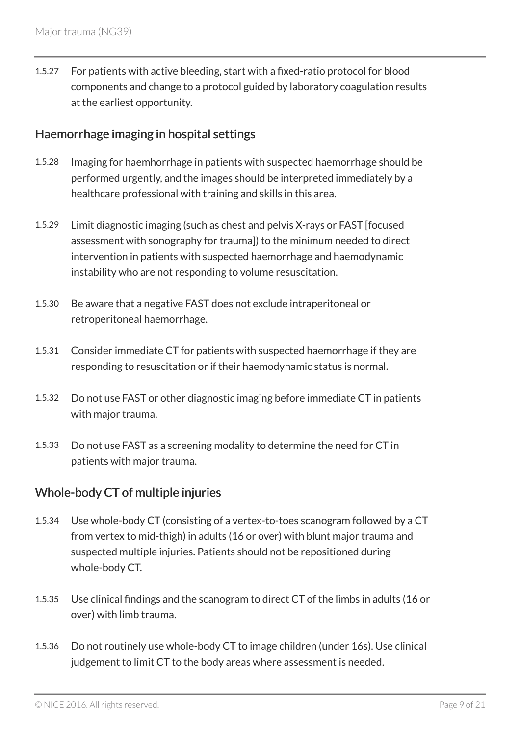1.5.27 For patients with active bleeding, start with a fixed-ratio protocol for blood components and change to a protocol guided by laboratory coagulation results at the earliest opportunity.

## Haemorrhage imaging in hospital settings

1.5.28 Imaging for haemhorrhage in patients with suspected haemorrhage should be performed urgently, and the images should be interpreted immediately by a healthcare professional with training and skills in this area.

1.5.29 Limit diagnostic imaging (such as chest and pelvis X-rays or FAST [focused assessment with sonography for trauma]) to the minimum needed to direct intervention in patients with suspected haemorrhage and haemodynamic instability who are not responding to volume resuscitation.

1.5.30 Be aware that a negative FAST does not exclude intraperitoneal or retroperitoneal haemorrhage.

1.5.31 Consider immediate CT for patients with suspected haemorrhage if they are responding to resuscitation or if their haemodynamic status is normal.

1.5.32 Do not use FAST or other diagnostic imaging before immediate CT in patients with major trauma.

1.5.33 Do not use FAST as a screening modality to determine the need for CT in patients with major trauma.

## Whole-body CT of multiple injuries

1.5.34 Use whole-body CT (consisting of a vertex-to-toes scanogram followed by a CT from vertex to mid-thigh) in adults (16 or over) with blunt major trauma and suspected multiple injuries. Patients should not be repositioned during whole-body CT.

1.5.35 Use clinical findings and the scanogram to direct CT of the limbs in adults (16 or over) with limb trauma.

1.5.36 Do not routinely use whole-body CT to image children (under 16s). Use clinical judgement to limit CT to the body areas where assessment is needed.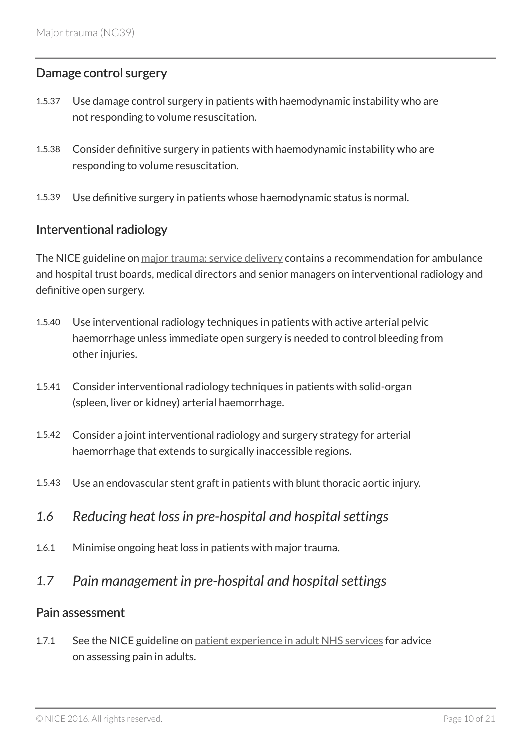### Damage control surgery

1.5.37 Use damage control surgery in patients with haemodynamic instability who are not responding to volume resuscitation.

1.5.38 Consider definitive surgery in patients with haemodynamic instability who are responding to volume resuscitation.

1.5.39 Use definitive surgery in patients whose haemodynamic status is normal.

### Interventional radiology

The NICE guideline on major trauma: service delivery contains a recommendation for ambulance and hospital trust boards, medical directors and senior managers on interventional radiology and definitive open surgery.

1.5.40 Use interventional radiology techniques in patients with active arterial pelvic haemorrhage unless immediate open surgery is needed to control bleeding from other injuries.

1.5.41 Consider interventional radiology techniques in patients with solid-organ (spleen, liver or kidney) arterial haemorrhage.

1.5.42 Consider a joint interventional radiology and surgery strategy for arterial haemorrhage that extends to surgically inaccessible regions.

1.5.43 Use an endovascular stent graft in patients with blunt thoracic aortic injury.

## *1.6 Reducing heat loss in pre-hospital and hospital settings*

1.6.1 Minimise ongoing heat loss in patients with major trauma.

## *1.7 Pain management in pre-hospital and hospital settings*

### Pain assessment

1.7.1 See the NICE guideline on patient experience in adult NHS services for advice on assessing pain in adults.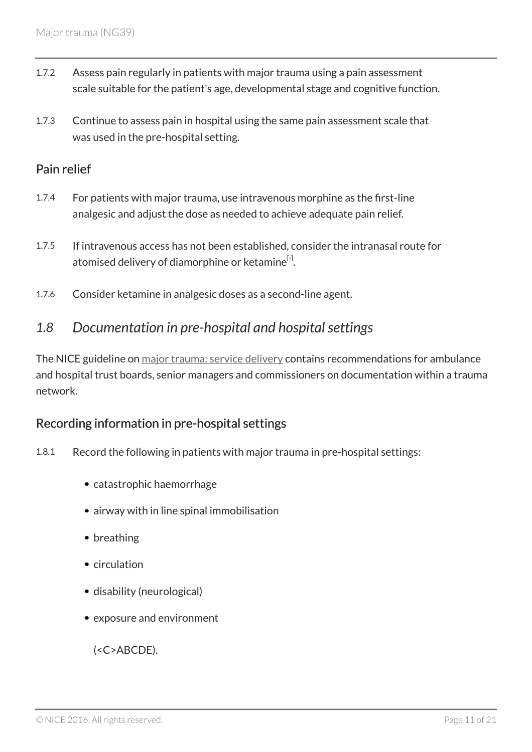1.7.2 Assess pain regularly in patients with major trauma using a pain assessment scale suitable for the patient's age, developmental stage and cognitive function.

1.7.3 Continue to assess pain in hospital using the same pain assessment scale that was used in the pre-hospital setting.

### Pain relief

1.7.4 For patients with major trauma, use intravenous morphine as the first-line analgesic and adjust the dose as needed to achieve adequate pain relief.

1.7.5 If intravenous access has not been established, consider the intranasal route for atomised delivery of diamorphine or ketamine[3].

1.7.6 Consider ketamine in analgesic doses as a second-line agent.

## *1.8 Documentation in pre-hospital and hospital settings*

The NICE guideline on major trauma: service delivery contains recommendations for ambulance and hospital trust boards, senior managers and commissioners on documentation within a trauma network.

### Recording information in pre-hospital settings

1.8.1 Record the following in patients with major trauma in pre-hospital settings:

- catastrophic haemorrhage
- airway with in line spinal immobilisation
- breathing
- circulation
- disability (neurological)
- exposure and environment

(<C>ABCDE).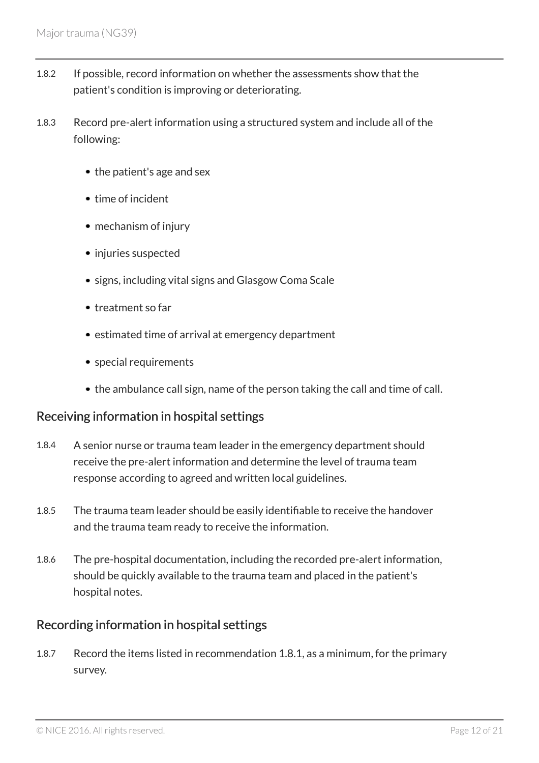1.8.2 If possible, record information on whether the assessments show that the patient's condition is improving or deteriorating.

1.8.3 Record pre-alert information using a structured system and include all of the following:

- the patient's age and sex
- time of incident
- mechanism of injury
- injuries suspected
- signs, including vital signs and Glasgow Coma Scale
- treatment so far
- estimated time of arrival at emergency department
- special requirements
- the ambulance call sign, name of the person taking the call and time of call.

### Receiving information in hospital settings

1.8.4 A senior nurse or trauma team leader in the emergency department should receive the pre-alert information and determine the level of trauma team response according to agreed and written local guidelines.

1.8.5 The trauma team leader should be easily identifiable to receive the handover and the trauma team ready to receive the information.

1.8.6 The pre-hospital documentation, including the recorded pre-alert information, should be quickly available to the trauma team and placed in the patient's hospital notes.

### Recording information in hospital settings

1.8.7 Record the items listed in recommendation 1.8.1, as a minimum, for the primary survey.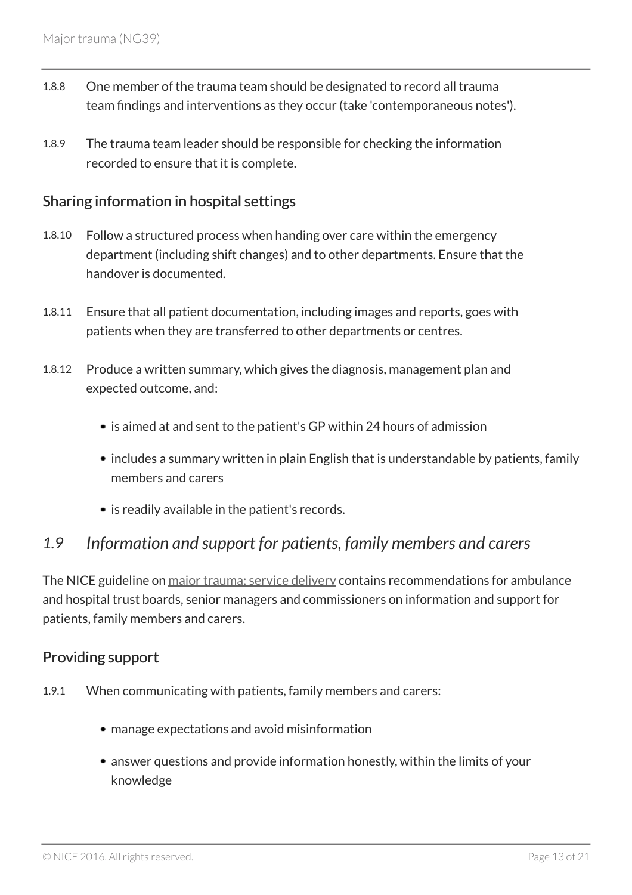1.8.8 One member of the trauma team should be designated to record all trauma team findings and interventions as they occur (take 'contemporaneous notes').

1.8.9 The trauma team leader should be responsible for checking the information recorded to ensure that it is complete.

### Sharing information in hospital settings

1.8.10 Follow a structured process when handing over care within the emergency department (including shift changes) and to other departments. Ensure that the handover is documented.

1.8.11 Ensure that all patient documentation, including images and reports, goes with patients when they are transferred to other departments or centres.

1.8.12 Produce a written summary, which gives the diagnosis, management plan and expected outcome, and:

- is aimed at and sent to the patient's GP within 24 hours of admission
- includes a summary written in plain English that is understandable by patients, family members and carers
- is readily available in the patient's records.

## *1.9 Information and support for patients, family members and carers*

The NICE guideline on major trauma: service delivery contains recommendations for ambulance and hospital trust boards, senior managers and commissioners on information and support for patients, family members and carers.

### Providing support

1.9.1 When communicating with patients, family members and carers:

- manage expectations and avoid misinformation
- answer questions and provide information honestly, within the limits of your knowledge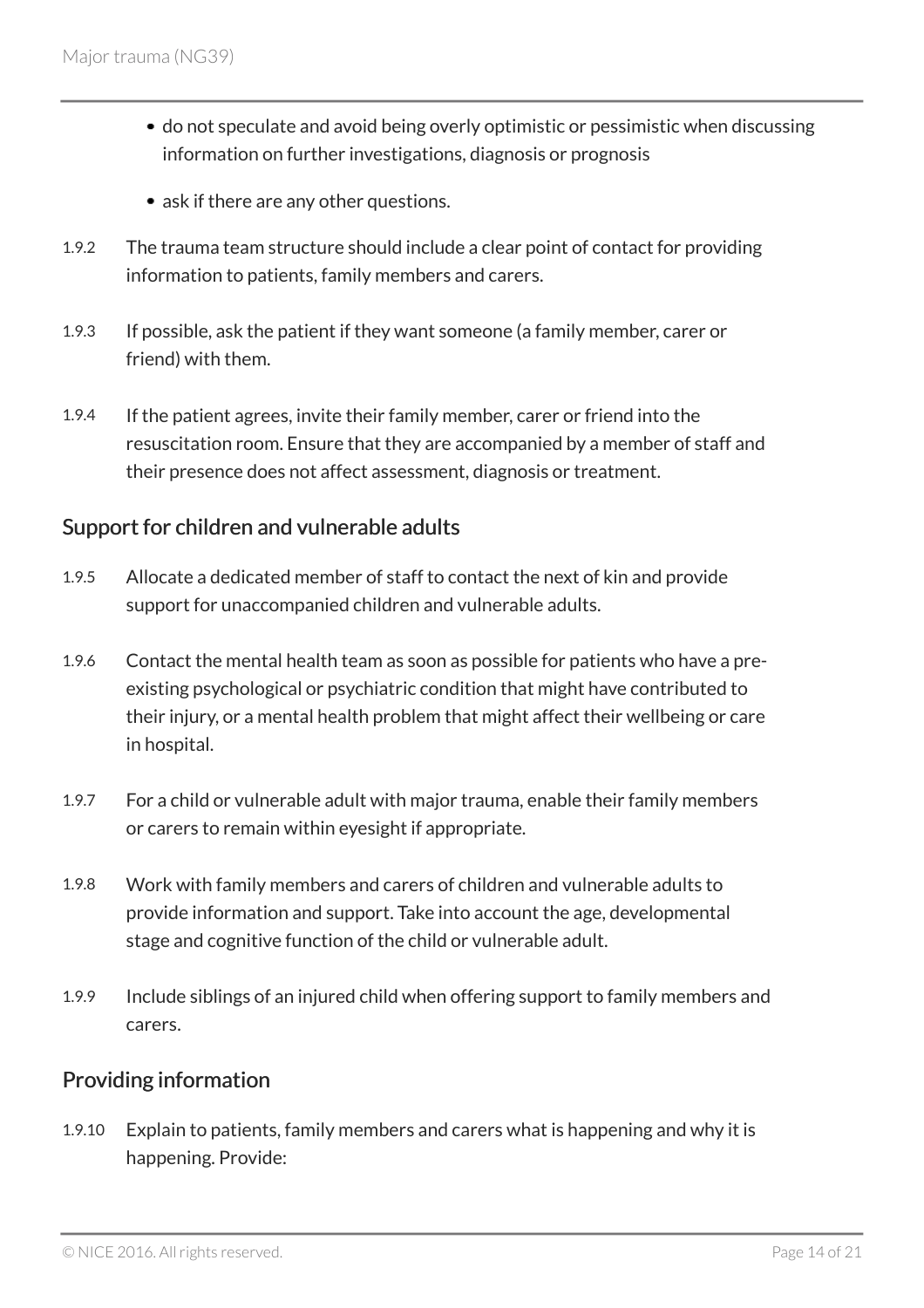- do not speculate and avoid being overly optimistic or pessimistic when discussing information on further investigations, diagnosis or prognosis
- ask if there are any other questions.

1.9.2 The trauma team structure should include a clear point of contact for providing information to patients, family members and carers.

1.9.3 If possible, ask the patient if they want someone (a family member, carer or friend) with them.

1.9.4 If the patient agrees, invite their family member, carer or friend into the resuscitation room. Ensure that they are accompanied by a member of staff and their presence does not affect assessment, diagnosis or treatment.

## Support for children and vulnerable adults

1.9.5 Allocate a dedicated member of staff to contact the next of kin and provide support for unaccompanied children and vulnerable adults.

1.9.6 Contact the mental health team as soon as possible for patients who have a pre-existing psychological or psychiatric condition that might have contributed to their injury, or a mental health problem that might affect their wellbeing or care in hospital.

1.9.7 For a child or vulnerable adult with major trauma, enable their family members or carers to remain within eyesight if appropriate.

1.9.8 Work with family members and carers of children and vulnerable adults to provide information and support. Take into account the age, developmental stage and cognitive function of the child or vulnerable adult.

1.9.9 Include siblings of an injured child when offering support to family members and carers.

## Providing information

1.9.10 Explain to patients, family members and carers what is happening and why it is happening. Provide: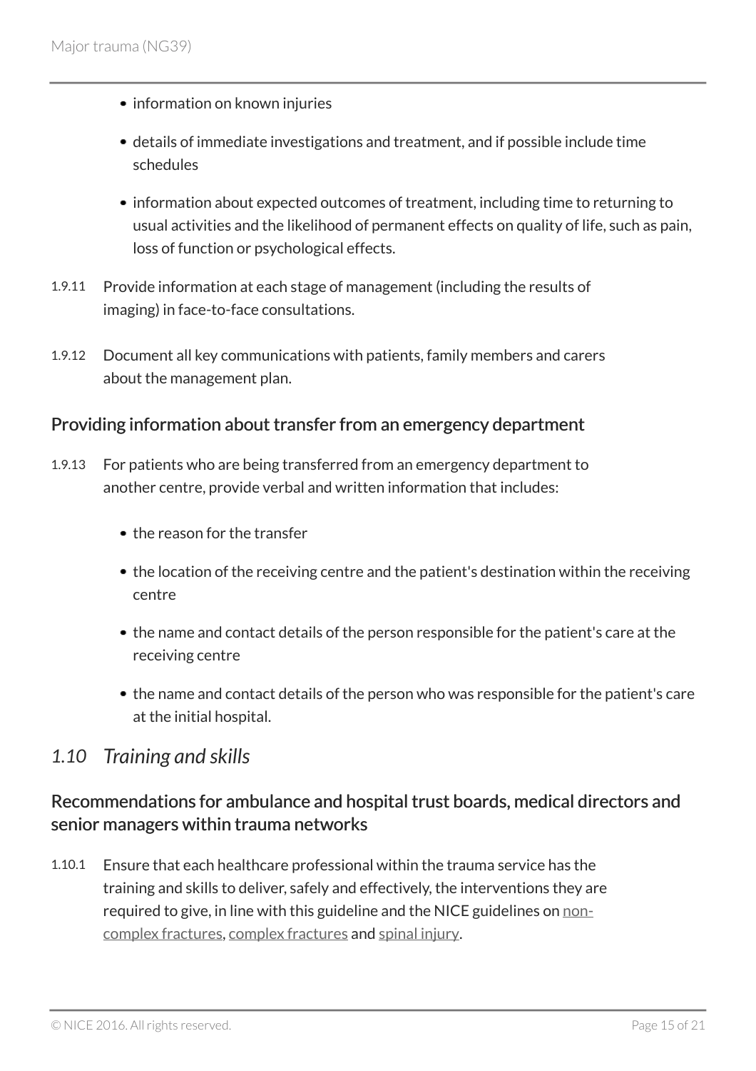- information on known injuries
- details of immediate investigations and treatment, and if possible include time schedules
- information about expected outcomes of treatment, including time to returning to usual activities and the likelihood of permanent effects on quality of life, such as pain, loss of function or psychological effects.

1.9.11 Provide information at each stage of management (including the results of imaging) in face-to-face consultations.

1.9.12 Document all key communications with patients, family members and carers about the management plan.

### Providing information about transfer from an emergency department

1.9.13 For patients who are being transferred from an emergency department to another centre, provide verbal and written information that includes:

- the reason for the transfer
- the location of the receiving centre and the patient's destination within the receiving centre
- the name and contact details of the person responsible for the patient's care at the receiving centre
- the name and contact details of the person who was responsible for the patient's care at the initial hospital.

## *1.10 Training and skills*

### Recommendations for ambulance and hospital trust boards, medical directors and senior managers within trauma networks

1.10.1 Ensure that each healthcare professional within the trauma service has the training and skills to deliver, safely and effectively, the interventions they are required to give, in line with this guideline and the NICE guidelines on non-complex fractures, complex fractures and spinal injury.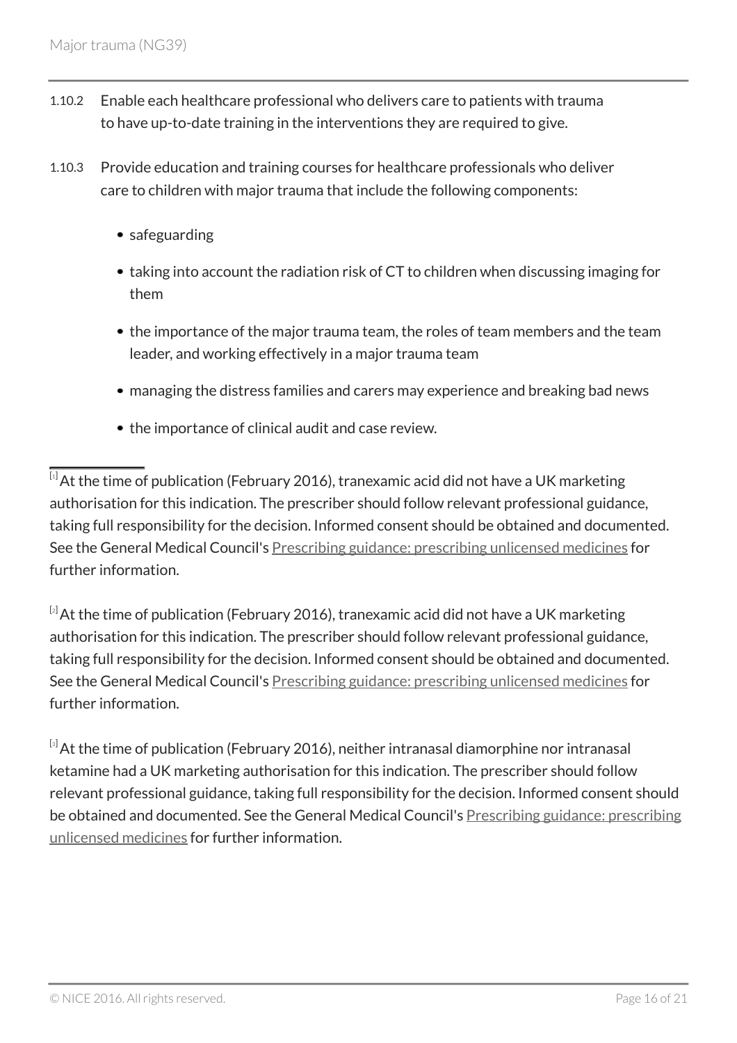1.10.2 Enable each healthcare professional who delivers care to patients with trauma to have up-to-date training in the interventions they are required to give.

1.10.3 Provide education and training courses for healthcare professionals who deliver care to children with major trauma that include the following components:

- safeguarding
- taking into account the radiation risk of CT to children when discussing imaging for them
- the importance of the major trauma team, the roles of team members and the team leader, and working effectively in a major trauma team
- managing the distress families and carers may experience and breaking bad news
- the importance of clinical audit and case review.

---

[1] At the time of publication (February 2016), tranexamic acid did not have a UK marketing authorisation for this indication. The prescriber should follow relevant professional guidance, taking full responsibility for the decision. Informed consent should be obtained and documented. See the General Medical Council's Prescribing guidance: prescribing unlicensed medicines for further information.

[2] At the time of publication (February 2016), tranexamic acid did not have a UK marketing authorisation for this indication. The prescriber should follow relevant professional guidance, taking full responsibility for the decision. Informed consent should be obtained and documented. See the General Medical Council's Prescribing guidance: prescribing unlicensed medicines for further information.

[3] At the time of publication (February 2016), neither intranasal diamorphine nor intranasal ketamine had a UK marketing authorisation for this indication. The prescriber should follow relevant professional guidance, taking full responsibility for the decision. Informed consent should be obtained and documented. See the General Medical Council's Prescribing guidance: prescribing unlicensed medicines for further information.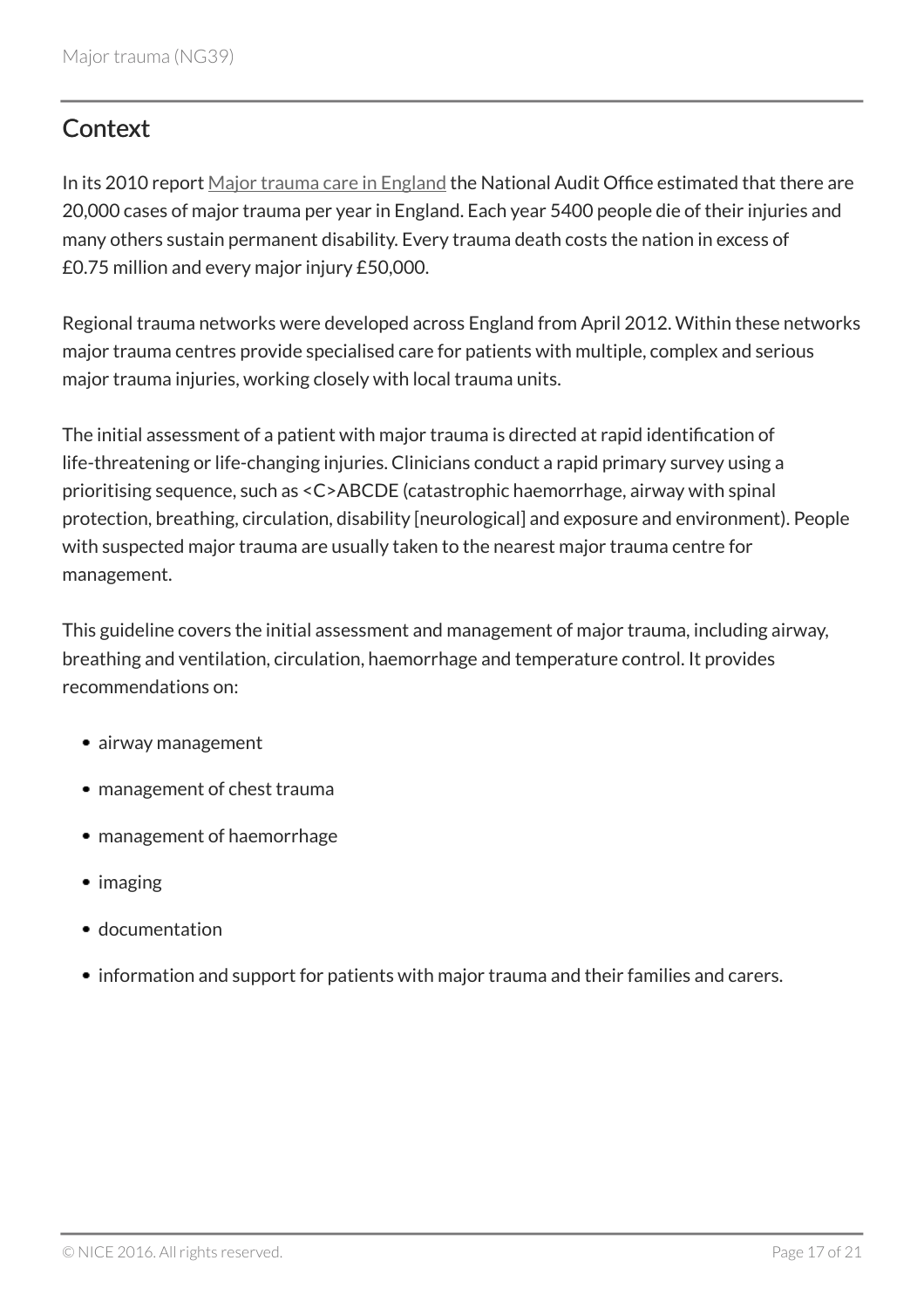## Context

In its 2010 report Major trauma care in England the National Audit Office estimated that there are 20,000 cases of major trauma per year in England. Each year 5400 people die of their injuries and many others sustain permanent disability. Every trauma death costs the nation in excess of £0.75 million and every major injury £50,000.

Regional trauma networks were developed across England from April 2012. Within these networks major trauma centres provide specialised care for patients with multiple, complex and serious major trauma injuries, working closely with local trauma units.

The initial assessment of a patient with major trauma is directed at rapid identification of life-threatening or life-changing injuries. Clinicians conduct a rapid primary survey using a prioritising sequence, such as <C>ABCDE (catastrophic haemorrhage, airway with spinal protection, breathing, circulation, disability [neurological] and exposure and environment). People with suspected major trauma are usually taken to the nearest major trauma centre for management.

This guideline covers the initial assessment and management of major trauma, including airway, breathing and ventilation, circulation, haemorrhage and temperature control. It provides recommendations on:

- airway management
- management of chest trauma
- management of haemorrhage
- imaging
- documentation
- information and support for patients with major trauma and their families and carers.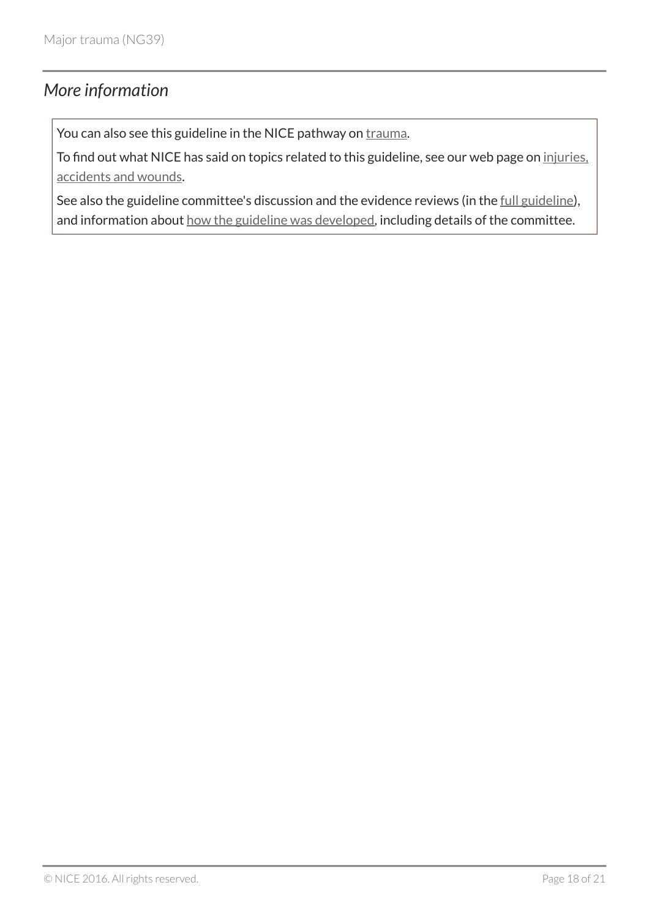## *More information*

You can also see this guideline in the NICE pathway on trauma.

To find out what NICE has said on topics related to this guideline, see our web page on injuries, accidents and wounds.

See also the guideline committee's discussion and the evidence reviews (in the full guideline), and information about how the guideline was developed, including details of the committee.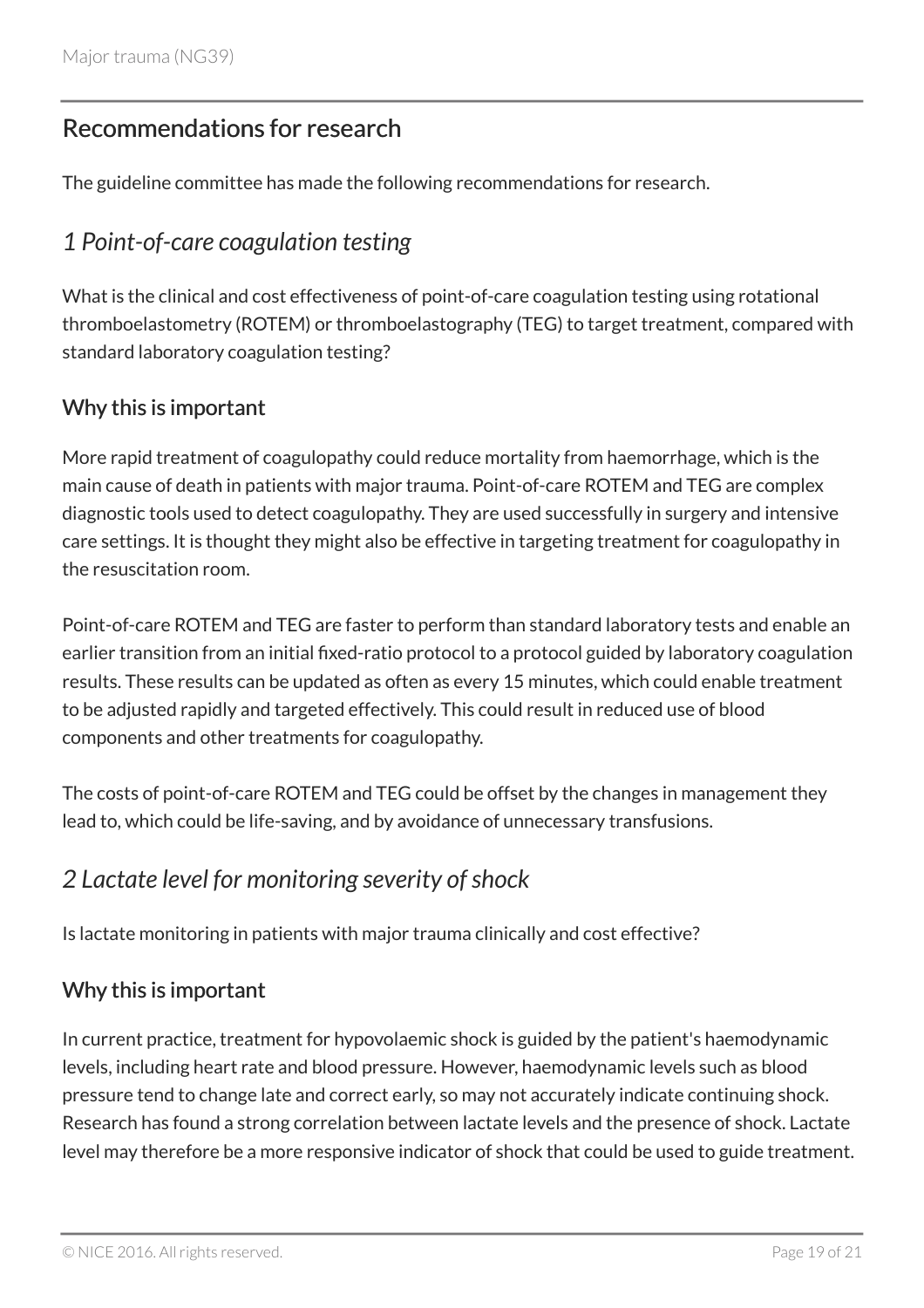## Recommendations for research

The guideline committee has made the following recommendations for research.

### *1 Point-of-care coagulation testing*

What is the clinical and cost effectiveness of point-of-care coagulation testing using rotational thromboelastometry (ROTEM) or thromboelastography (TEG) to target treatment, compared with standard laboratory coagulation testing?

#### Why this is important

More rapid treatment of coagulopathy could reduce mortality from haemorrhage, which is the main cause of death in patients with major trauma. Point-of-care ROTEM and TEG are complex diagnostic tools used to detect coagulopathy. They are used successfully in surgery and intensive care settings. It is thought they might also be effective in targeting treatment for coagulopathy in the resuscitation room.

Point-of-care ROTEM and TEG are faster to perform than standard laboratory tests and enable an earlier transition from an initial fixed-ratio protocol to a protocol guided by laboratory coagulation results. These results can be updated as often as every 15 minutes, which could enable treatment to be adjusted rapidly and targeted effectively. This could result in reduced use of blood components and other treatments for coagulopathy.

The costs of point-of-care ROTEM and TEG could be offset by the changes in management they lead to, which could be life-saving, and by avoidance of unnecessary transfusions.

### *2 Lactate level for monitoring severity of shock*

Is lactate monitoring in patients with major trauma clinically and cost effective?

#### Why this is important

In current practice, treatment for hypovolaemic shock is guided by the patient's haemodynamic levels, including heart rate and blood pressure. However, haemodynamic levels such as blood pressure tend to change late and correct early, so may not accurately indicate continuing shock. Research has found a strong correlation between lactate levels and the presence of shock. Lactate level may therefore be a more responsive indicator of shock that could be used to guide treatment.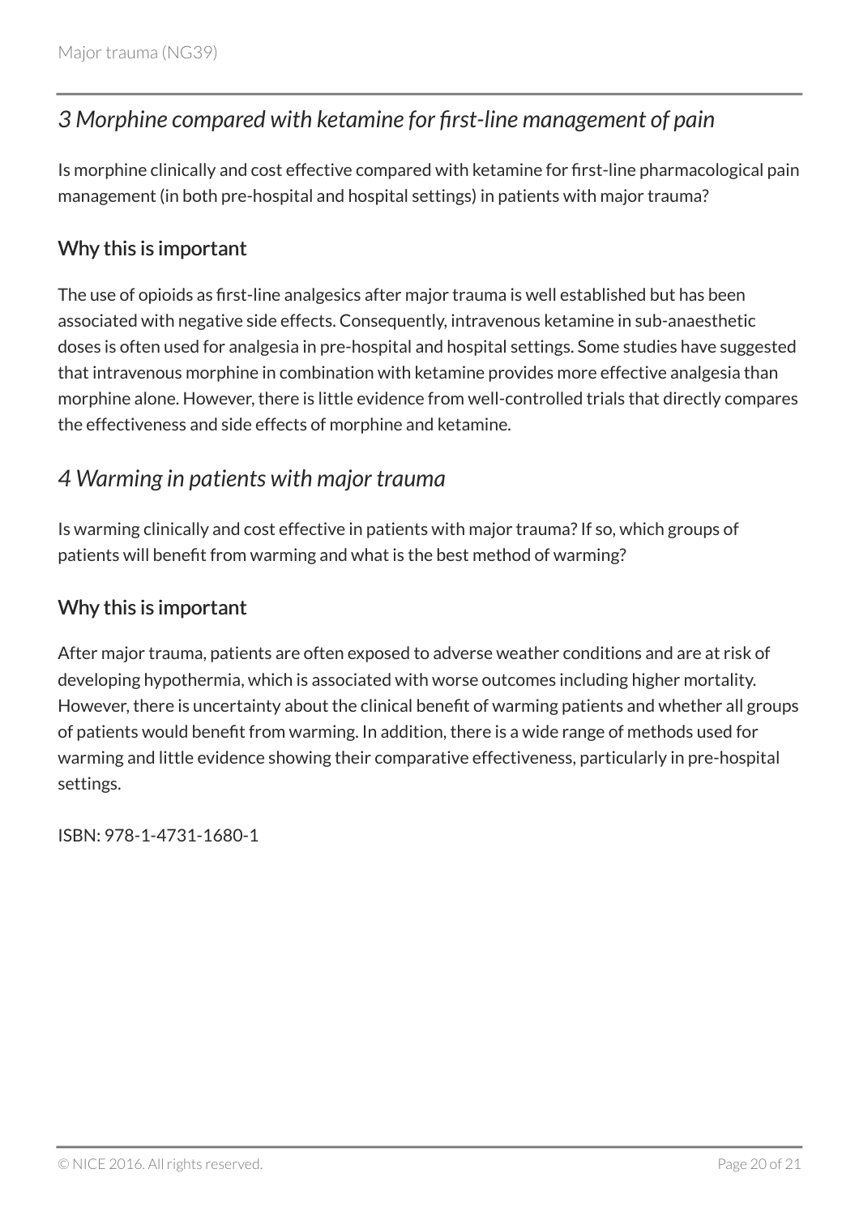### *3 Morphine compared with ketamine for first-line management of pain*

Is morphine clinically and cost effective compared with ketamine for first-line pharmacological pain management (in both pre-hospital and hospital settings) in patients with major trauma?

#### Why this is important

The use of opioids as first-line analgesics after major trauma is well established but has been associated with negative side effects. Consequently, intravenous ketamine in sub-anaesthetic doses is often used for analgesia in pre-hospital and hospital settings. Some studies have suggested that intravenous morphine in combination with ketamine provides more effective analgesia than morphine alone. However, there is little evidence from well-controlled trials that directly compares the effectiveness and side effects of morphine and ketamine.

### *4 Warming in patients with major trauma*

Is warming clinically and cost effective in patients with major trauma? If so, which groups of patients will benefit from warming and what is the best method of warming?

#### Why this is important

After major trauma, patients are often exposed to adverse weather conditions and are at risk of developing hypothermia, which is associated with worse outcomes including higher mortality. However, there is uncertainty about the clinical benefit of warming patients and whether all groups of patients would benefit from warming. In addition, there is a wide range of methods used for warming and little evidence showing their comparative effectiveness, particularly in pre-hospital settings.

ISBN: 978-1-4731-1680-1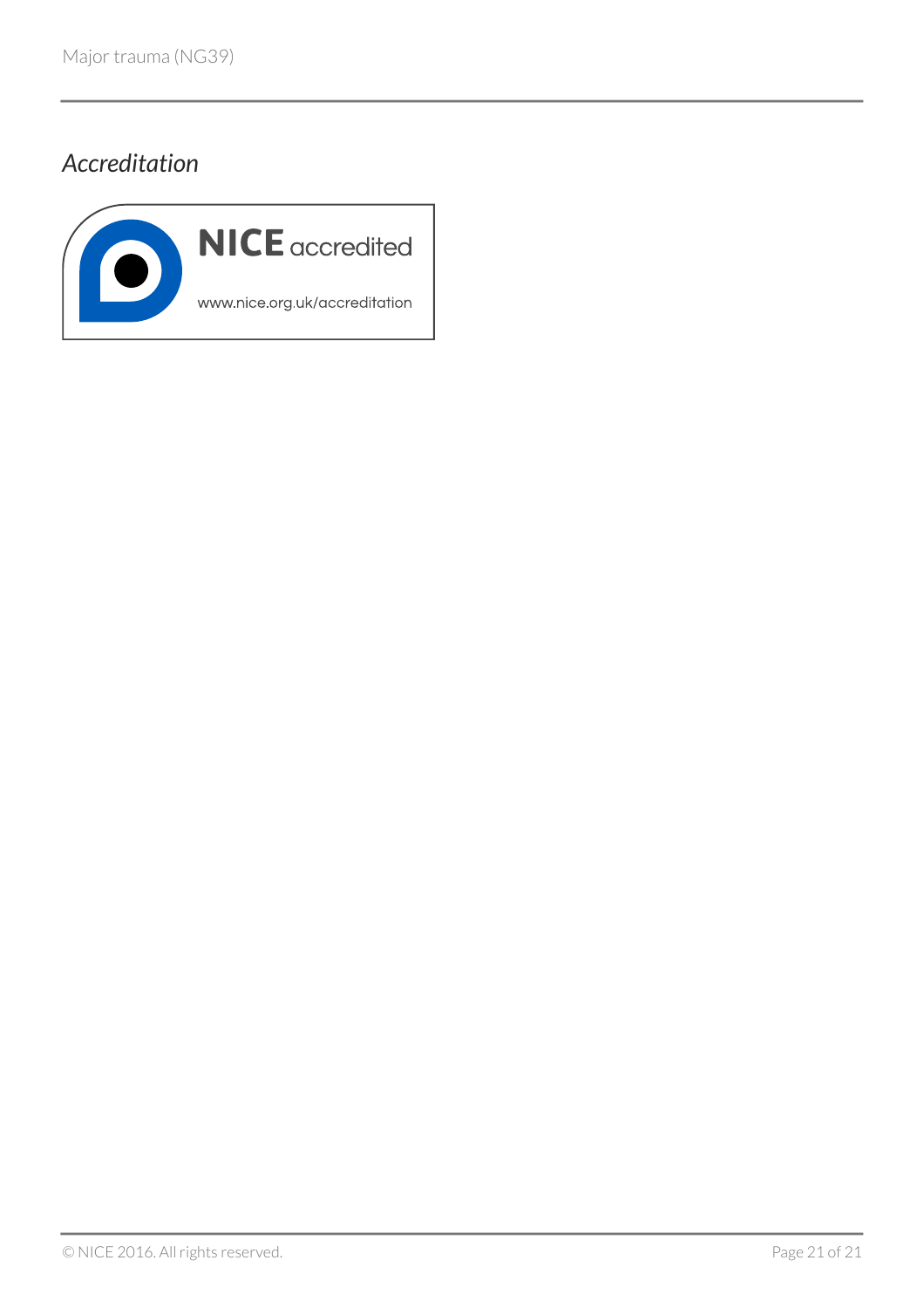*Accreditation*

NICE accredited

www.nice.org.uk/accreditation